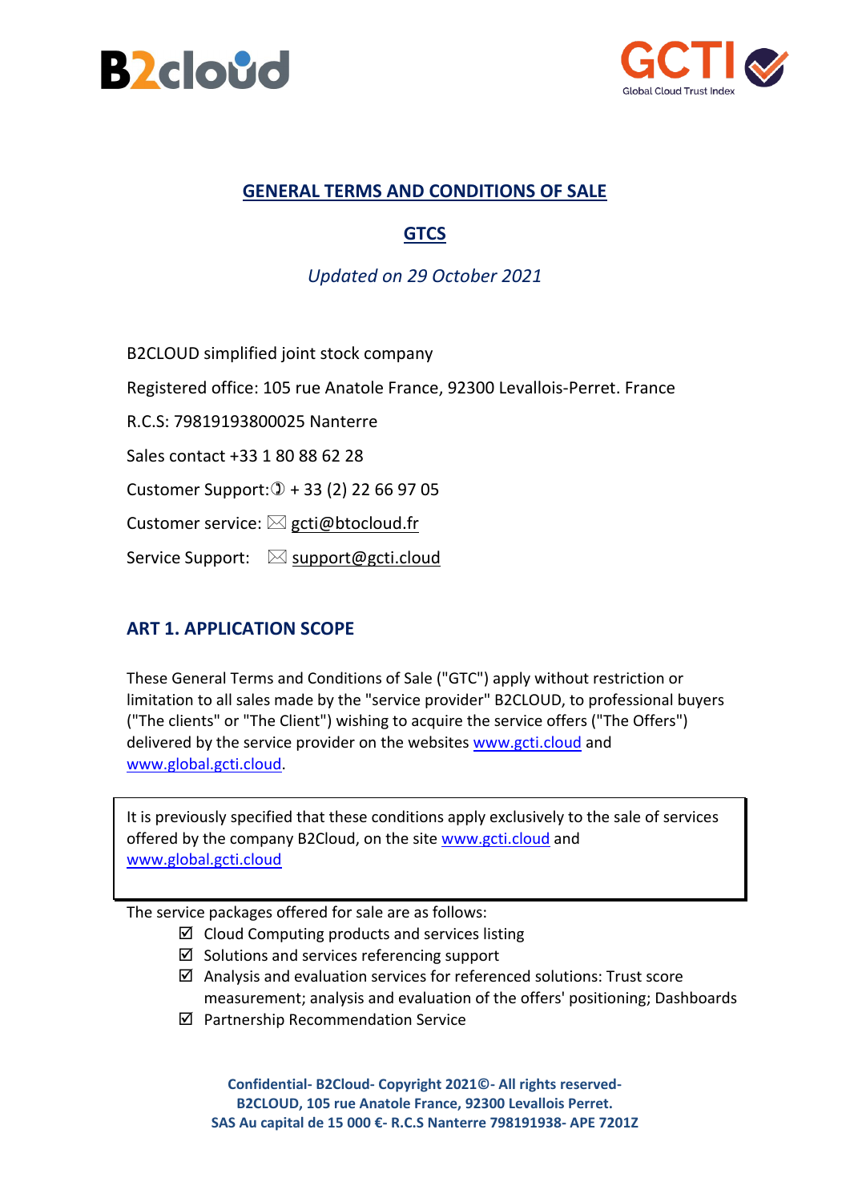# GENERAL TERMS AND CONDITIONS OF SALE

## GTCS

*Updated on 29 October 2021*

B2CLOUD simplified joint stock company

Registered office: 105 rue Anatole France, 92300 Levallois-Perret. France

R.C.S: 79819193800025 Nanterre

Sales contact +33 1 80 88 62 28

Customer Support: + 33 (2) 22 66 97 05

Customer service: gcti@btocloud.fr

Service Support: support@gcti.cloud

## ART 1. APPLICATION SCOPE

These General Terms and Conditions of Sale ("GTC") apply without restriction or limitation to all sales made by the "service provider" B2CLOUD, to professional buyers ("The clients" or "The Client") wishing to acquire the service offers ("The Offers") delivered by the service provider on the websites www.gcti.cloud and www.global.gcti.cloud.

It is previously specified that these conditions apply exclusively to the sale of services offered by the company B2Cloud, on the site www.gcti.cloud and www.global.gcti.cloud

The service packages offered for sale are as follows:

- ☑ Cloud Computing products and services listing
- ☑ Solutions and services referencing support
- ☑ Analysis and evaluation services for referenced solutions: Trust score measurement; analysis and evaluation of the offers' positioning; Dashboards
- ☑ Partnership Recommendation Service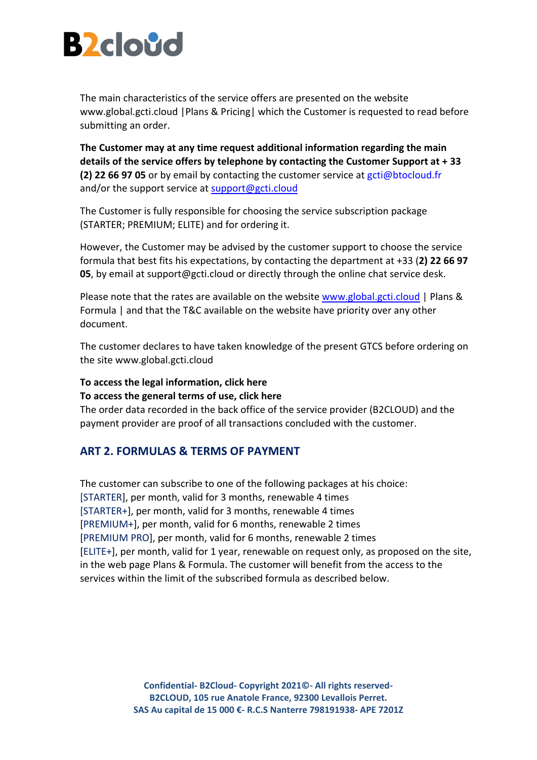The main characteristics of the service offers are presented on the website www.global.gcti.cloud |Plans & Pricing| which the Customer is requested to read before submitting an order.

**The Customer may at any time request additional information regarding the main details of the service offers by telephone by contacting the Customer Support at + 33 (2) 22 66 97 05** or by email by contacting the customer service at gcti@btocloud.fr and/or the support service at support@gcti.cloud

The Customer is fully responsible for choosing the service subscription package (STARTER; PREMIUM; ELITE) and for ordering it.

However, the Customer may be advised by the customer support to choose the service formula that best fits his expectations, by contacting the department at +33 **(2) 22 66 97 05**, by email at support@gcti.cloud or directly through the online chat service desk.

Please note that the rates are available on the website www.global.gcti.cloud | Plans & Formula | and that the T&C available on the website have priority over any other document.

The customer declares to have taken knowledge of the present GTCS before ordering on the site www.global.gcti.cloud

**To access the legal information, click here**
**To access the general terms of use, click here**
The order data recorded in the back office of the service provider (B2CLOUD) and the payment provider are proof of all transactions concluded with the customer.

## ART 2. FORMULAS & TERMS OF PAYMENT

The customer can subscribe to one of the following packages at his choice:
[STARTER], per month, valid for 3 months, renewable 4 times
[STARTER+], per month, valid for 3 months, renewable 4 times
[PREMIUM+], per month, valid for 6 months, renewable 2 times
[PREMIUM PRO], per month, valid for 6 months, renewable 2 times
[ELITE+], per month, valid for 1 year, renewable on request only, as proposed on the site, in the web page Plans & Formula. The customer will benefit from the access to the services within the limit of the subscribed formula as described below.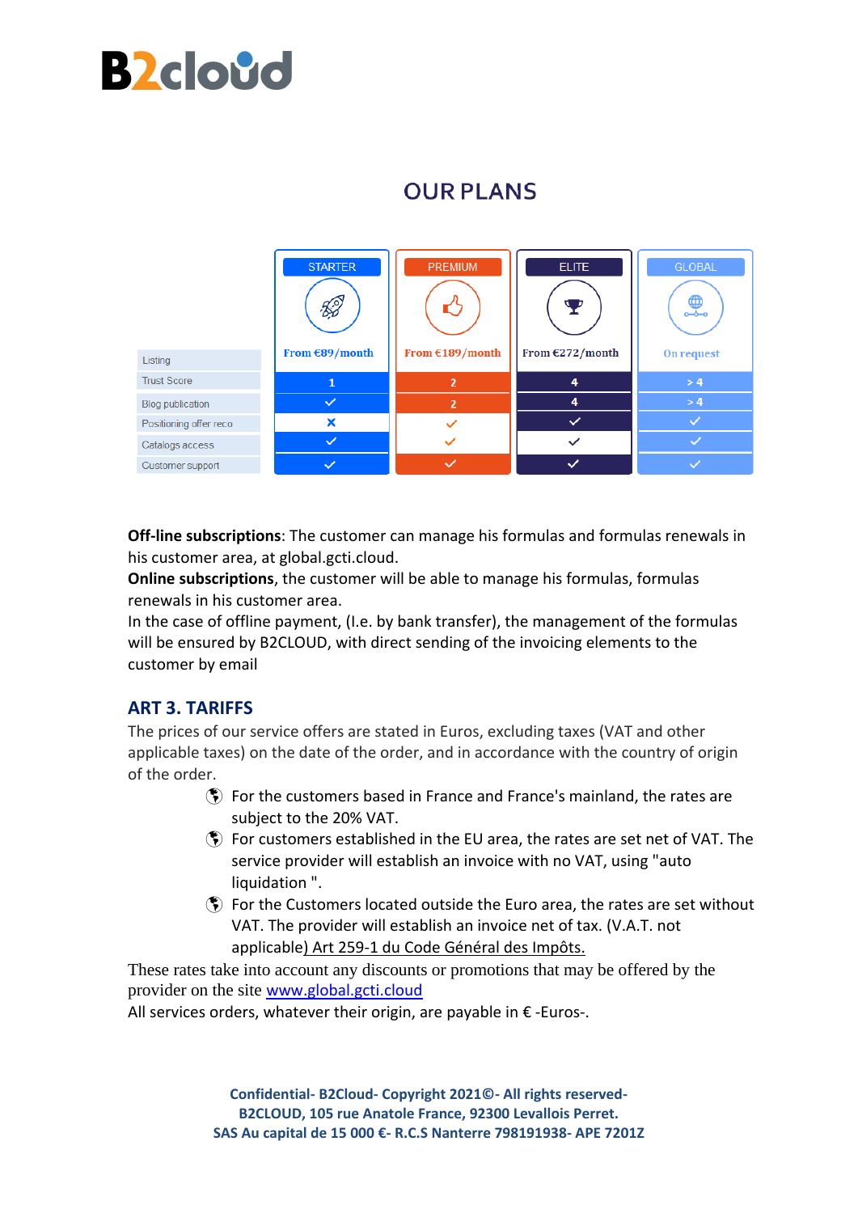# OUR PLANS

| | STARTER | PREMIUM | ELITE | GLOBAL |
|---|---|---|---|---|
| | From €89/month | From €189/month | From €272/month | On request |
| Listing | 1 | 2 | 4 | > 4 |
| Trust Score | ✓ | 2 | 4 | > 4 |
| Blog publication | ✗ | ✓ | ✓ | ✓ |
| Positioning offer reco | ✓ | ✓ | ✓ | ✓ |
| Catalogs access | ✓ | ✓ | ✓ | ✓ |

**Off-line subscriptions**: The customer can manage his formulas and formulas renewals in his customer area, at global.gcti.cloud.
**Online subscriptions**, the customer will be able to manage his formulas, formulas renewals in his customer area.
In the case of offline payment, (I.e. by bank transfer), the management of the formulas will be ensured by B2CLOUD, with direct sending of the invoicing elements to the customer by email

## ART 3. TARIFFS

The prices of our service offers are stated in Euros, excluding taxes (VAT and other applicable taxes) on the date of the order, and in accordance with the country of origin of the order.

- For the customers based in France and France's mainland, the rates are subject to the 20% VAT.
- For customers established in the EU area, the rates are set net of VAT. The service provider will establish an invoice with no VAT, using "auto liquidation ".
- For the Customers located outside the Euro area, the rates are set without VAT. The provider will establish an invoice net of tax. (V.A.T. not applicable) Art 259-1 du Code Général des Impôts.

These rates take into account any discounts or promotions that may be offered by the provider on the site www.global.gcti.cloud
All services orders, whatever their origin, are payable in € -Euros-.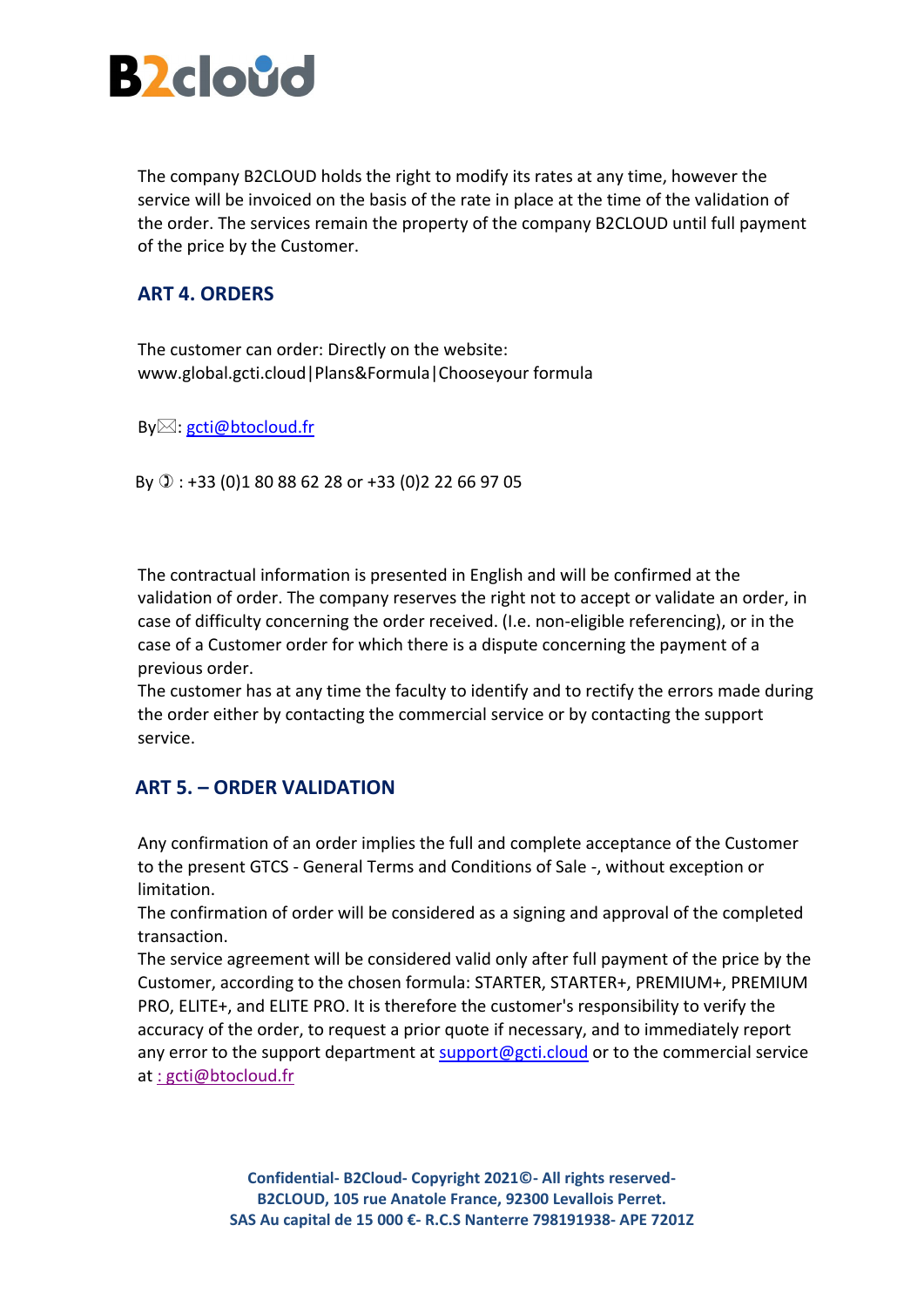The company B2CLOUD holds the right to modify its rates at any time, however the service will be invoiced on the basis of the rate in place at the time of the validation of the order. The services remain the property of the company B2CLOUD until full payment of the price by the Customer.

## ART 4. ORDERS

The customer can order: Directly on the website:
www.global.gcti.cloud|Plans&Formula|Chooseyour formula

By✉: gcti@btocloud.fr

By ✆ : +33 (0)1 80 88 62 28 or +33 (0)2 22 66 97 05

The contractual information is presented in English and will be confirmed at the validation of order. The company reserves the right not to accept or validate an order, in case of difficulty concerning the order received. (I.e. non-eligible referencing), or in the case of a Customer order for which there is a dispute concerning the payment of a previous order.
The customer has at any time the faculty to identify and to rectify the errors made during the order either by contacting the commercial service or by contacting the support service.

## ART 5. – ORDER VALIDATION

Any confirmation of an order implies the full and complete acceptance of the Customer to the present GTCS - General Terms and Conditions of Sale -, without exception or limitation.
The confirmation of order will be considered as a signing and approval of the completed transaction.
The service agreement will be considered valid only after full payment of the price by the Customer, according to the chosen formula: STARTER, STARTER+, PREMIUM+, PREMIUM PRO, ELITE+, and ELITE PRO. It is therefore the customer's responsibility to verify the accuracy of the order, to request a prior quote if necessary, and to immediately report any error to the support department at support@gcti.cloud or to the commercial service at : gcti@btocloud.fr

**Confidential- B2Cloud- Copyright 2021©- All rights reserved-**
**B2CLOUD, 105 rue Anatole France, 92300 Levallois Perret.**
**SAS Au capital de 15 000 €- R.C.S Nanterre 798191938- APE 7201Z**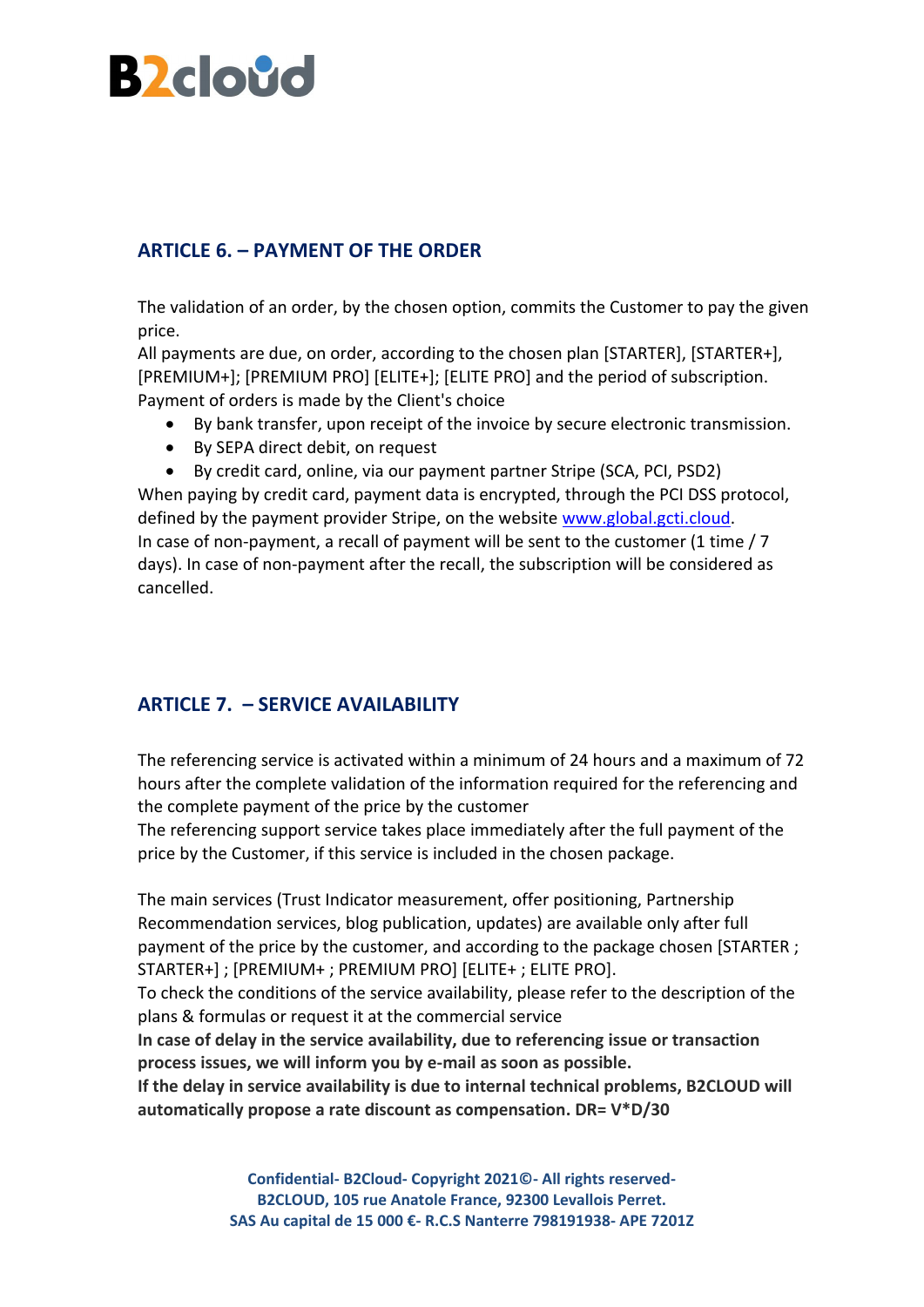## ARTICLE 6. – PAYMENT OF THE ORDER

The validation of an order, by the chosen option, commits the Customer to pay the given price.
All payments are due, on order, according to the chosen plan [STARTER], [STARTER+], [PREMIUM+]; [PREMIUM PRO] [ELITE+]; [ELITE PRO] and the period of subscription.
Payment of orders is made by the Client's choice

- By bank transfer, upon receipt of the invoice by secure electronic transmission.
- By SEPA direct debit, on request
- By credit card, online, via our payment partner Stripe (SCA, PCI, PSD2)

When paying by credit card, payment data is encrypted, through the PCI DSS protocol, defined by the payment provider Stripe, on the website www.global.gcti.cloud.
In case of non-payment, a recall of payment will be sent to the customer (1 time / 7 days). In case of non-payment after the recall, the subscription will be considered as cancelled.

## ARTICLE 7. – SERVICE AVAILABILITY

The referencing service is activated within a minimum of 24 hours and a maximum of 72 hours after the complete validation of the information required for the referencing and the complete payment of the price by the customer
The referencing support service takes place immediately after the full payment of the price by the Customer, if this service is included in the chosen package.

The main services (Trust Indicator measurement, offer positioning, Partnership Recommendation services, blog publication, updates) are available only after full payment of the price by the customer, and according to the package chosen [STARTER ; STARTER+] ; [PREMIUM+ ; PREMIUM PRO] [ELITE+ ; ELITE PRO].
To check the conditions of the service availability, please refer to the description of the plans & formulas or request it at the commercial service
**In case of delay in the service availability, due to referencing issue or transaction process issues, we will inform you by e-mail as soon as possible.**
**If the delay in service availability is due to internal technical problems, B2CLOUD will automatically propose a rate discount as compensation. DR= V*D/30**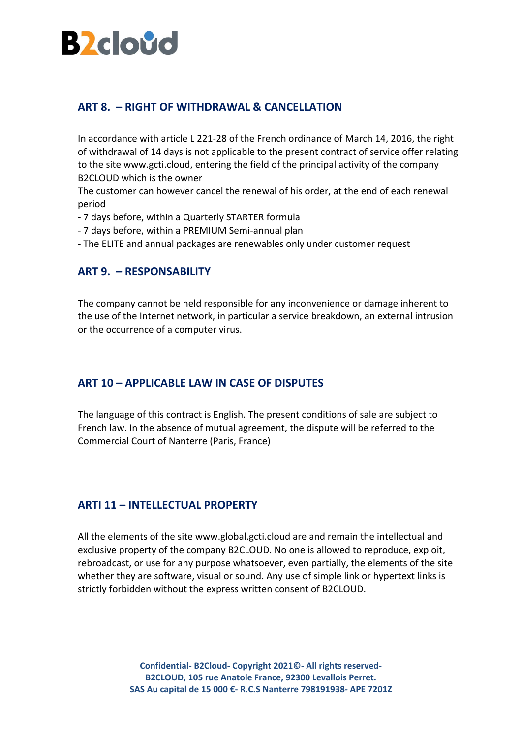## ART 8. – RIGHT OF WITHDRAWAL & CANCELLATION

In accordance with article L 221-28 of the French ordinance of March 14, 2016, the right of withdrawal of 14 days is not applicable to the present contract of service offer relating to the site www.gcti.cloud, entering the field of the principal activity of the company B2CLOUD which is the owner
The customer can however cancel the renewal of his order, at the end of each renewal period

- 7 days before, within a Quarterly STARTER formula
- 7 days before, within a PREMIUM Semi-annual plan
- The ELITE and annual packages are renewables only under customer request

## ART 9. – RESPONSABILITY

The company cannot be held responsible for any inconvenience or damage inherent to the use of the Internet network, in particular a service breakdown, an external intrusion or the occurrence of a computer virus.

## ART 10 – APPLICABLE LAW IN CASE OF DISPUTES

The language of this contract is English. The present conditions of sale are subject to French law. In the absence of mutual agreement, the dispute will be referred to the Commercial Court of Nanterre (Paris, France)

## ARTI 11 – INTELLECTUAL PROPERTY

All the elements of the site www.global.gcti.cloud are and remain the intellectual and exclusive property of the company B2CLOUD. No one is allowed to reproduce, exploit, rebroadcast, or use for any purpose whatsoever, even partially, the elements of the site whether they are software, visual or sound. Any use of simple link or hypertext links is strictly forbidden without the express written consent of B2CLOUD.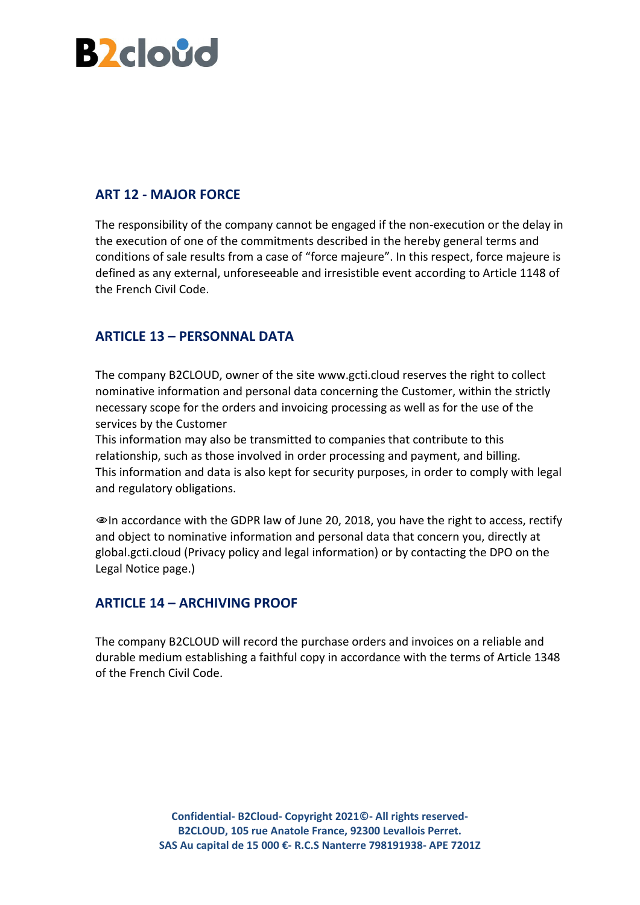## ART 12 - MAJOR FORCE

The responsibility of the company cannot be engaged if the non-execution or the delay in the execution of one of the commitments described in the hereby general terms and conditions of sale results from a case of "force majeure". In this respect, force majeure is defined as any external, unforeseeable and irresistible event according to Article 1148 of the French Civil Code.

## ARTICLE 13 – PERSONNAL DATA

The company B2CLOUD, owner of the site www.gcti.cloud reserves the right to collect nominative information and personal data concerning the Customer, within the strictly necessary scope for the orders and invoicing processing as well as for the use of the services by the Customer
This information may also be transmitted to companies that contribute to this relationship, such as those involved in order processing and payment, and billing.
This information and data is also kept for security purposes, in order to comply with legal and regulatory obligations.

👁In accordance with the GDPR law of June 20, 2018, you have the right to access, rectify and object to nominative information and personal data that concern you, directly at global.gcti.cloud (Privacy policy and legal information) or by contacting the DPO on the Legal Notice page.)

## ARTICLE 14 – ARCHIVING PROOF

The company B2CLOUD will record the purchase orders and invoices on a reliable and durable medium establishing a faithful copy in accordance with the terms of Article 1348 of the French Civil Code.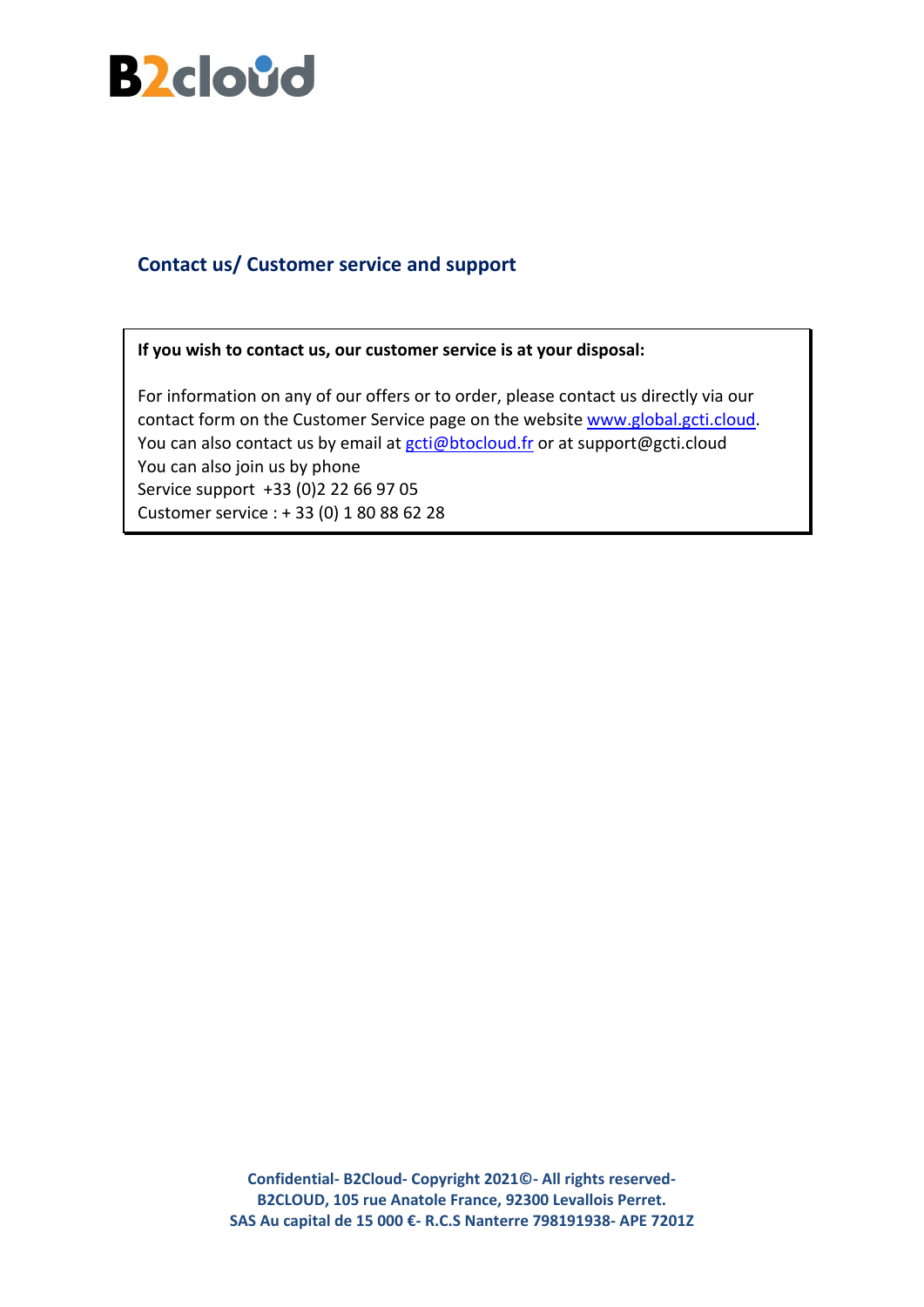## Contact us/ Customer service and support

**If you wish to contact us, our customer service is at your disposal:**

For information on any of our offers or to order, please contact us directly via our contact form on the Customer Service page on the website www.global.gcti.cloud.
You can also contact us by email at gcti@btocloud.fr or at support@gcti.cloud
You can also join us by phone
Service support +33 (0)2 22 66 97 05
Customer service : + 33 (0) 1 80 88 62 28